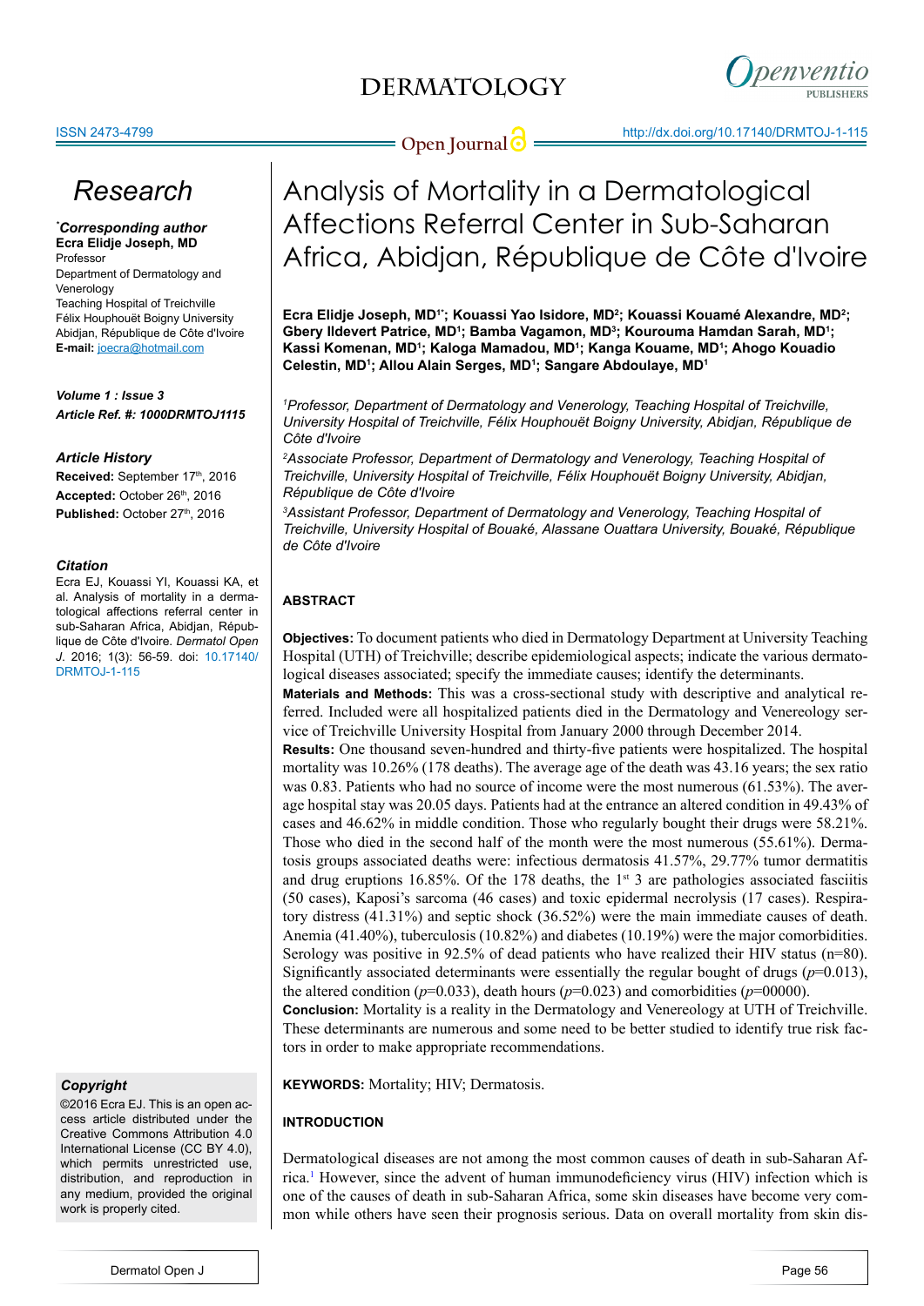# Analysis of Mortality in a Dermatological Affections Referral Center in Sub-Saharan Africa, Abidjan, République de Côte d'Ivoire

**Ecra Elidje Joseph, MD[1*]; Kouassi Yao Isidore, MD[2]; Kouassi Kouamé Alexandre, MD[2]; Gbery Ildevert Patrice, MD[1]; Bamba Vagamon, MD[3]; Kourouma Hamdan Sarah, MD[1]; Kassi Komenan, MD[1]; Kaloga Mamadou, MD[1]; Kanga Kouame, MD[1]; Ahogo Kouadio Celestin, MD[1]; Allou Alain Serges, MD[1]; Sangare Abdoulaye, MD[1]**

[1]*Professor, Department of Dermatology and Venerology, Teaching Hospital of Treichville, University Hospital of Treichville, Félix Houphouët Boigny University, Abidjan, République de Côte d'Ivoire*

[2]*Associate Professor, Department of Dermatology and Venerology, Teaching Hospital of Treichville, University Hospital of Treichville, Félix Houphouët Boigny University, Abidjan, République de Côte d'Ivoire*

[3]*Assistant Professor, Department of Dermatology and Venerology, Teaching Hospital of Treichville, University Hospital of Bouaké, Alassane Ouattara University, Bouaké, République de Côte d'Ivoire*

## Research

***Corresponding author**
**Ecra Elidje Joseph, MD**
Professor
Department of Dermatology and Venerology
Teaching Hospital of Treichville
Félix Houphouët Boigny University
Abidjan, République de Côte d'Ivoire
**E-mail:** joecra@hotmail.com

***Volume 1 : Issue 3***
***Article Ref. #: 1000DRMTOJ1115***

***Article History***
**Received:** September 17th, 2016
**Accepted:** October 26th, 2016
**Published:** October 27th, 2016

***Citation***
Ecra EJ, Kouassi YI, Kouassi KA, et al. Analysis of mortality in a dermatological affections referral center in sub-Saharan Africa, Abidjan, République de Côte d'Ivoire. *Dermatol Open J*. 2016; 1(3): 56-59. doi: 10.17140/DRMTOJ-1-115

***Copyright***
©2016 Ecra EJ. This is an open access article distributed under the Creative Commons Attribution 4.0 International License (CC BY 4.0), which permits unrestricted use, distribution, and reproduction in any medium, provided the original work is properly cited.

## ABSTRACT

**Objectives:** To document patients who died in Dermatology Department at University Teaching Hospital (UTH) of Treichville; describe epidemiological aspects; indicate the various dermatological diseases associated; specify the immediate causes; identify the determinants.

**Materials and Methods:** This was a cross-sectional study with descriptive and analytical referred. Included were all hospitalized patients died in the Dermatology and Venereology service of Treichville University Hospital from January 2000 through December 2014.

**Results:** One thousand seven-hundred and thirty-five patients were hospitalized. The hospital mortality was 10.26% (178 deaths). The average age of the death was 43.16 years; the sex ratio was 0.83. Patients who had no source of income were the most numerous (61.53%). The average hospital stay was 20.05 days. Patients had at the entrance an altered condition in 49.43% of cases and 46.62% in middle condition. Those who regularly bought their drugs were 58.21%. Those who died in the second half of the month were the most numerous (55.61%). Dermatosis groups associated deaths were: infectious dermatosis 41.57%, 29.77% tumor dermatitis and drug eruptions 16.85%. Of the 178 deaths, the 1st 3 are pathologies associated fasciitis (50 cases), Kaposi's sarcoma (46 cases) and toxic epidermal necrolysis (17 cases). Respiratory distress (41.31%) and septic shock (36.52%) were the main immediate causes of death. Anemia (41.40%), tuberculosis (10.82%) and diabetes (10.19%) were the major comorbidities. Serology was positive in 92.5% of dead patients who have realized their HIV status (n=80). Significantly associated determinants were essentially the regular bought of drugs ($p$=0.013), the altered condition ($p$=0.033), death hours ($p$=0.023) and comorbidities ($p$=00000).

**Conclusion:** Mortality is a reality in the Dermatology and Venereology at UTH of Treichville. These determinants are numerous and some need to be better studied to identify true risk factors in order to make appropriate recommendations.

**KEYWORDS:** Mortality; HIV; Dermatosis.

## INTRODUCTION

Dermatological diseases are not among the most common causes of death in sub-Saharan Africa.[1] However, since the advent of human immunodeficiency virus (HIV) infection which is one of the causes of death in sub-Saharan Africa, some skin diseases have become very common while others have seen their prognosis serious. Data on overall mortality from skin dis-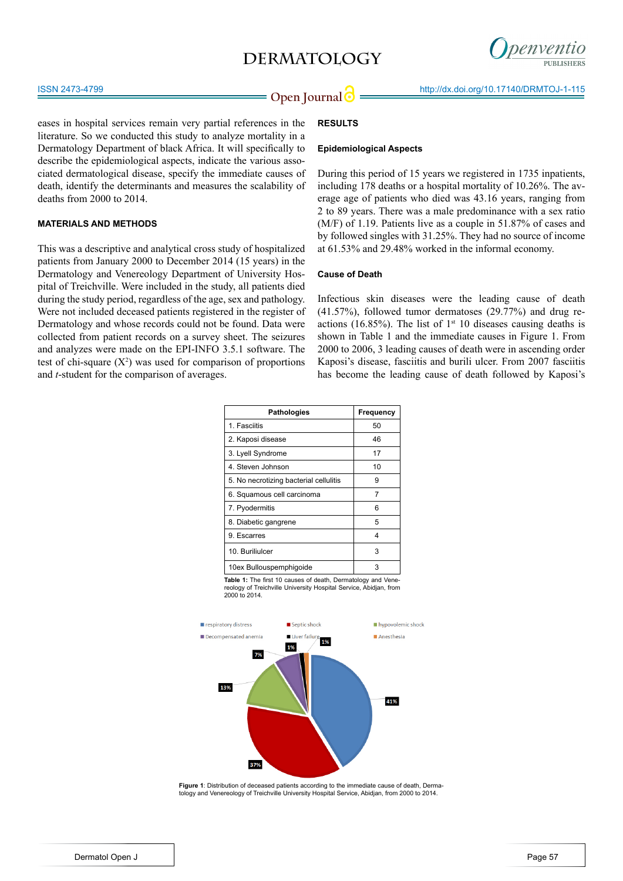eases in hospital services remain very partial references in the literature. So we conducted this study to analyze mortality in a Dermatology Department of black Africa. It will specifically to describe the epidemiological aspects, indicate the various associated dermatological disease, specify the immediate causes of death, identify the determinants and measures the scalability of deaths from 2000 to 2014.

## MATERIALS AND METHODS

This was a descriptive and analytical cross study of hospitalized patients from January 2000 to December 2014 (15 years) in the Dermatology and Venereology Department of University Hospital of Treichville. Were included in the study, all patients died during the study period, regardless of the age, sex and pathology. Were not included deceased patients registered in the register of Dermatology and whose records could not be found. Data were collected from patient records on a survey sheet. The seizures and analyzes were made on the EPI-INFO 3.5.1 software. The test of chi-square ($X^2$) was used for comparison of proportions and *t*-student for the comparison of averages.

## RESULTS

### Epidemiological Aspects

During this period of 15 years we registered in 1735 inpatients, including 178 deaths or a hospital mortality of 10.26%. The average age of patients who died was 43.16 years, ranging from 2 to 89 years. There was a male predominance with a sex ratio (M/F) of 1.19. Patients live as a couple in 51.87% of cases and by followed singles with 31.25%. They had no source of income at 61.53% and 29.48% worked in the informal economy.

### Cause of Death

Infectious skin diseases were the leading cause of death (41.57%), followed tumor dermatoses (29.77%) and drug reactions (16.85%). The list of 1st 10 diseases causing deaths is shown in Table 1 and the immediate causes in Figure 1. From 2000 to 2006, 3 leading causes of death were in ascending order Kaposi's disease, fasciitis and burili ulcer. From 2007 fasciitis has become the leading cause of death followed by Kaposi's

| Pathologies | Frequency |
|---|---|
| 1. Fasciitis | 50 |
| 2. Kaposi disease | 46 |
| 3. Lyell Syndrome | 17 |
| 4. Steven Johnson | 10 |
| 5. No necrotizing bacterial cellulitis | 9 |
| 6. Squamous cell carcinoma | 7 |
| 7. Pyodermitis | 6 |
| 8. Diabetic gangrene | 5 |
| 9. Escarres | 4 |
| 10. Buriliulcer | 3 |
| 10ex Bullouspemphigoide | 3 |

**Table 1:** The first 10 causes of death, Dermatology and Venereology of Treichville University Hospital Service, Abidjan, from 2000 to 2014.

**Figure 1**: Distribution of deceased patients according to the immediate cause of death, Dermatology and Venereology of Treichville University Hospital Service, Abidjan, from 2000 to 2014.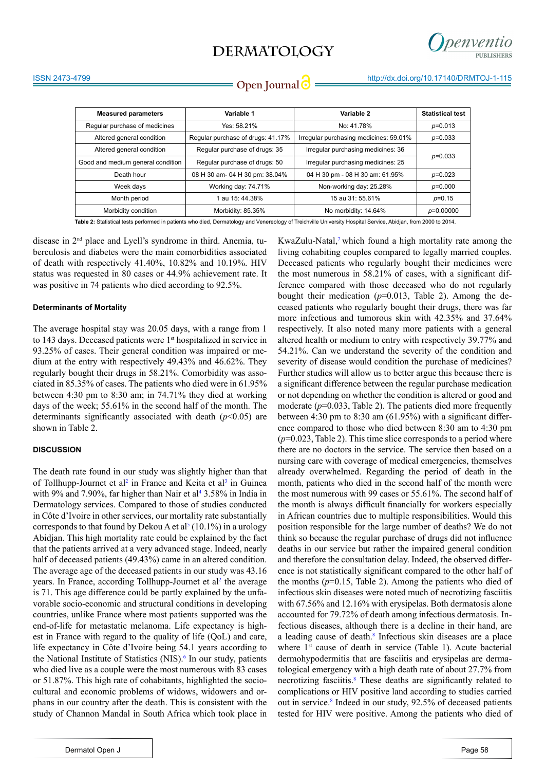| Measured parameters | Variable 1 | Variable 2 | Statistical test |
|---|---|---|---|
| Regular purchase of medicines | Yes: 58.21% | No: 41.78% | $p$=0.013 |
| Altered general condition | Regular purchase of drugs: 41.17% | Irregular purchasing medicines: 59.01% | $p$=0.033 |
| Altered general condition | Regular purchase of drugs: 35 | Irregular purchasing medicines: 36 | $p$=0.033 |
| Good and medium general condition | Regular purchase of drugs: 50 | Irregular purchasing medicines: 25 | |
| Death hour | 08 H 30 am- 04 H 30 pm: 38.04% | 04 H 30 pm - 08 H 30 am: 61.95% | $p$=0.023 |
| Week days | Working day: 74.71% | Non-working day: 25.28% | $p$=0.000 |
| Month period | 1 au 15: 44.38% | 15 au 31: 55.61% | $p$=0.15 |
| Morbidity condition | Morbidity: 85.35% | No morbidity: 14.64% | $p$=0.00000 |

**Table 2:** Statistical tests performed in patients who died, Dermatology and Venereology of Treichville University Hospital Service, Abidjan, from 2000 to 2014.

disease in 2nd place and Lyell's syndrome in third. Anemia, tuberculosis and diabetes were the main comorbidities associated of death with respectively 41.40%, 10.82% and 10.19%. HIV status was requested in 80 cases or 44.9% achievement rate. It was positive in 74 patients who died according to 92.5%.

### Determinants of Mortality

The average hospital stay was 20.05 days, with a range from 1 to 143 days. Deceased patients were 1st hospitalized in service in 93.25% of cases. Their general condition was impaired or medium at the entry with respectively 49.43% and 46.62%. They regularly bought their drugs in 58.21%. Comorbidity was associated in 85.35% of cases. The patients who died were in 61.95% between 4:30 pm to 8:30 am; in 74.71% they died at working days of the week; 55.61% in the second half of the month. The determinants significantly associated with death ($p<0.05$) are shown in Table 2.

## DISCUSSION

The death rate found in our study was slightly higher than that of Tollhupp-Journet et al[2] in France and Keita et al[3] in Guinea with 9% and 7.90%, far higher than Nair et al[4] 3.58% in India in Dermatology services. Compared to those of studies conducted in Côte d'Ivoire in other services, our mortality rate substantially corresponds to that found by Dekou A et al[5] (10.1%) in a urology Abidjan. This high mortality rate could be explained by the fact that the patients arrived at a very advanced stage. Indeed, nearly half of deceased patients (49.43%) came in an altered condition. The average age of the deceased patients in our study was 43.16 years. In France, according Tollhupp-Journet et al[2] the average is 71. This age difference could be partly explained by the unfavorable socio-economic and structural conditions in developing countries, unlike France where most patients supported was the end-of-life for metastatic melanoma. Life expectancy is highest in France with regard to the quality of life (QoL) and care, life expectancy in Côte d'Ivoire being 54.1 years according to the National Institute of Statistics (NIS).[6] In our study, patients who died live as a couple were the most numerous with 83 cases or 51.87%. This high rate of cohabitants, highlighted the sociocultural and economic problems of widows, widowers and orphans in our country after the death. This is consistent with the study of Channon Mandal in South Africa which took place in KwaZulu-Natal,[7] which found a high mortality rate among the living cohabiting couples compared to legally married couples. Deceased patients who regularly bought their medicines were the most numerous in 58.21% of cases, with a significant difference compared with those deceased who do not regularly bought their medication ($p$=0.013, Table 2). Among the deceased patients who regularly bought their drugs, there was far more infectious and tumorous skin with 42.35% and 37.64% respectively. It also noted many more patients with a general altered health or medium to entry with respectively 39.77% and 54.21%. Can we understand the severity of the condition and severity of disease would condition the purchase of medicines? Further studies will allow us to better argue this because there is a significant difference between the regular purchase medication or not depending on whether the condition is altered or good and moderate ($p$=0.033, Table 2). The patients died more frequently between 4:30 pm to 8:30 am (61.95%) with a significant difference compared to those who died between 8:30 am to 4:30 pm ($p$=0.023, Table 2). This time slice corresponds to a period where there are no doctors in the service. The service then based on a nursing care with coverage of medical emergencies, themselves already overwhelmed. Regarding the period of death in the month, patients who died in the second half of the month were the most numerous with 99 cases or 55.61%. The second half of the month is always difficult financially for workers especially in African countries due to multiple responsibilities. Would this position responsible for the large number of deaths? We do not think so because the regular purchase of drugs did not influence deaths in our service but rather the impaired general condition and therefore the consultation delay. Indeed, the observed difference is not statistically significant compared to the other half of the months ($p$=0.15, Table 2). Among the patients who died of infectious skin diseases were noted much of necrotizing fasciitis with 67.56% and 12.16% with erysipelas. Both dermatosis alone accounted for 79.72% of death among infectious dermatosis. Infectious diseases, although there is a decline in their hand, are a leading cause of death.[8] Infectious skin diseases are a place where 1st cause of death in service (Table 1). Acute bacterial dermohypodermitis that are fasciitis and erysipelas are dermatological emergency with a high death rate of about 27.7% from necrotizing fasciitis.[8] These deaths are significantly related to complications or HIV positive land according to studies carried out in service.[8] Indeed in our study, 92.5% of deceased patients tested for HIV were positive. Among the patients who died of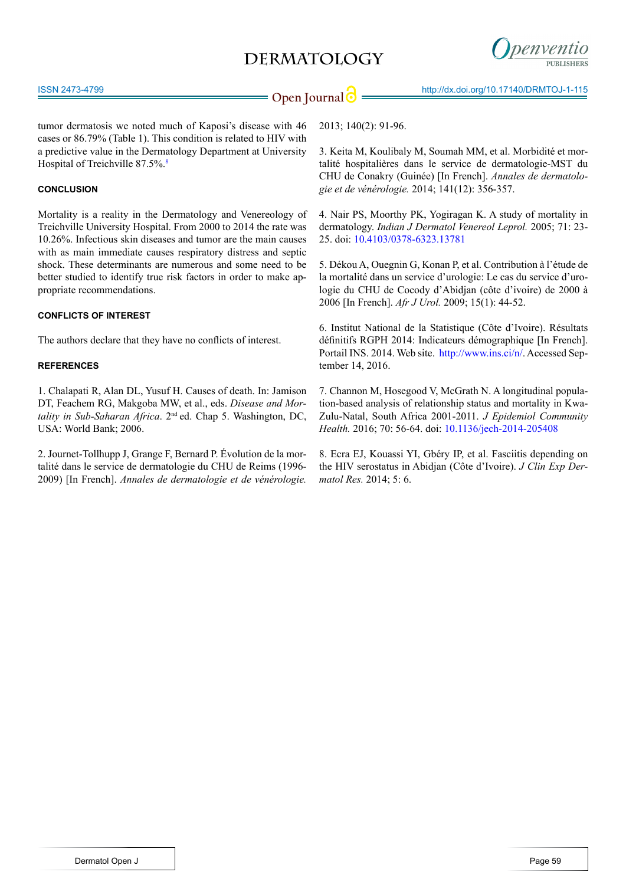tumor dermatosis we noted much of Kaposi's disease with 46 cases or 86.79% (Table 1). This condition is related to HIV with a predictive value in the Dermatology Department at University Hospital of Treichville 87.5%.[8]

## CONCLUSION

Mortality is a reality in the Dermatology and Venereology of Treichville University Hospital. From 2000 to 2014 the rate was 10.26%. Infectious skin diseases and tumor are the main causes with as main immediate causes respiratory distress and septic shock. These determinants are numerous and some need to be better studied to identify true risk factors in order to make appropriate recommendations.

## CONFLICTS OF INTEREST

The authors declare that they have no conflicts of interest.

## REFERENCES

1. Chalapati R, Alan DL, Yusuf H. Causes of death. In: Jamison DT, Feachem RG, Makgoba MW, et al., eds. *Disease and Mortality in Sub-Saharan Africa*. 2nd ed. Chap 5. Washington, DC, USA: World Bank; 2006.

2. Journet-Tollhupp J, Grange F, Bernard P. Évolution de la mortalité dans le service de dermatologie du CHU de Reims (1996-2009) [In French]. *Annales de dermatologie et de vénérologie.* 2013; 140(2): 91-96.

3. Keita M, Koulibaly M, Soumah MM, et al. Morbidité et mortalité hospitalières dans le service de dermatologie-MST du CHU de Conakry (Guinée) [In French]. *Annales de dermatologie et de vénérologie.* 2014; 141(12): 356-357.

4. Nair PS, Moorthy PK, Yogiragan K. A study of mortality in dermatology. *Indian J Dermatol Venereol Leprol.* 2005; 71: 23-25. doi: 10.4103/0378-6323.13781

5. Dékou A, Ouegnin G, Konan P, et al. Contribution à l'étude de la mortalité dans un service d'urologie: Le cas du service d'urologie du CHU de Cocody d'Abidjan (côte d'ivoire) de 2000 à 2006 [In French]. *Afr J Urol.* 2009; 15(1): 44-52.

6. Institut National de la Statistique (Côte d'Ivoire). Résultats définitifs RGPH 2014: Indicateurs démographique [In French]. Portail INS. 2014. Web site. http://www.ins.ci/n/. Accessed September 14, 2016.

7. Channon M, Hosegood V, McGrath N. A longitudinal population-based analysis of relationship status and mortality in KwaZulu-Natal, South Africa 2001-2011. *J Epidemiol Community Health.* 2016; 70: 56-64. doi: 10.1136/jech-2014-205408

8. Ecra EJ, Kouassi YI, Gbéry IP, et al. Fasciitis depending on the HIV serostatus in Abidjan (Côte d'Ivoire). *J Clin Exp Dermatol Res.* 2014; 5: 6.